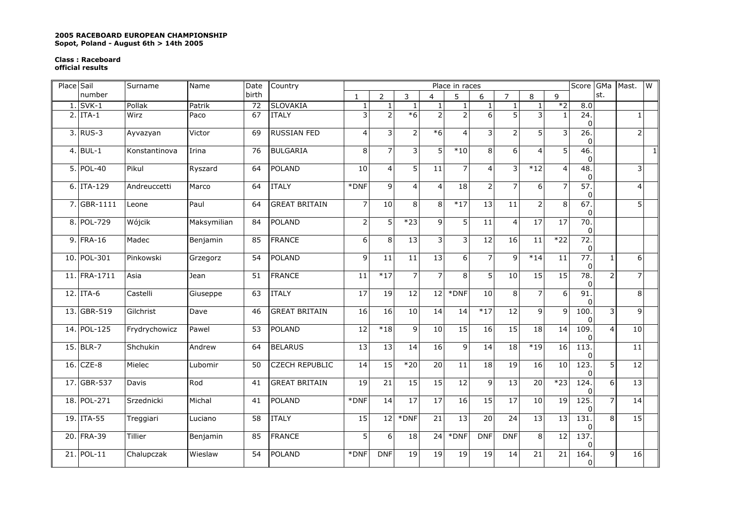**2005 RACEBOARD EUROPEAN CHAMPIONSHIP**
**Sopot, Poland - August 6th > 14th 2005**

**Class : Raceboard**
**official results**

| Place | Sail number | Surname | Name | Date birth | Country | Place in races | | | | | | | | | Score | GMast. | Mast. | W |
|---|---|---|---|---|---|---|---|---|---|---|---|---|---|---|---|---|---|---|
| | | | | | | 1 | 2 | 3 | 4 | 5 | 6 | 7 | 8 | 9 | | | | |
| 1. | SVK-1 | Pollak | Patrik | 72 | SLOVAKIA | 1 | 1 | 1 | 1 | 1 | 1 | 1 | 1 | *2 | 8.0 | | | |
| 2. | ITA-1 | Wirz | Paco | 67 | ITALY | 3 | 2 | *6 | 2 | 2 | 6 | 5 | 3 | 1 | 24.0 | | 1 | |
| 3. | RUS-3 | Ayvazyan | Victor | 69 | RUSSIAN FED | 4 | 3 | 2 | *6 | 4 | 3 | 2 | 5 | 3 | 26.0 | | 2 | |
| 4. | BUL-1 | Konstantinova | Irina | 76 | BULGARIA | 8 | 7 | 3 | 5 | *10 | 8 | 6 | 4 | 5 | 46.0 | | | 1 |
| 5. | POL-40 | Pikul | Ryszard | 64 | POLAND | 10 | 4 | 5 | 11 | 7 | 4 | 3 | *12 | 4 | 48.0 | | 3 | |
| 6. | ITA-129 | Andreuccetti | Marco | 64 | ITALY | *DNF | 9 | 4 | 4 | 18 | 2 | 7 | 6 | 7 | 57.0 | | 4 | |
| 7. | GBR-1111 | Leone | Paul | 64 | GREAT BRITAIN | 7 | 10 | 8 | 8 | *17 | 13 | 11 | 2 | 8 | 67.0 | | 5 | |
| 8. | POL-729 | Wójcik | Maksymilian | 84 | POLAND | 2 | 5 | *23 | 9 | 5 | 11 | 4 | 17 | 17 | 70.0 | | | |
| 9. | FRA-16 | Madec | Benjamin | 85 | FRANCE | 6 | 8 | 13 | 3 | 3 | 12 | 16 | 11 | *22 | 72.0 | | | |
| 10. | POL-301 | Pinkowski | Grzegorz | 54 | POLAND | 9 | 11 | 11 | 13 | 6 | 7 | 9 | *14 | 11 | 77.0 | 1 | 6 | |
| 11. | FRA-1711 | Asia | Jean | 51 | FRANCE | 11 | *17 | 7 | 7 | 8 | 5 | 10 | 15 | 15 | 78.0 | 2 | 7 | |
| 12. | ITA-6 | Castelli | Giuseppe | 63 | ITALY | 17 | 19 | 12 | 12 | *DNF | 10 | 8 | 7 | 6 | 91.0 | | 8 | |
| 13. | GBR-519 | Gilchrist | Dave | 46 | GREAT BRITAIN | 16 | 16 | 10 | 14 | 14 | *17 | 12 | 9 | 9 | 100.0 | 3 | 9 | |
| 14. | POL-125 | Frydrychowicz | Pawel | 53 | POLAND | 12 | *18 | 9 | 10 | 15 | 16 | 15 | 18 | 14 | 109.0 | 4 | 10 | |
| 15. | BLR-7 | Shchukin | Andrew | 64 | BELARUS | 13 | 13 | 14 | 16 | 9 | 14 | 18 | *19 | 16 | 113.0 | | 11 | |
| 16. | CZE-8 | Mielec | Lubomir | 50 | CZECH REPUBLIC | 14 | 15 | *20 | 20 | 11 | 18 | 19 | 16 | 10 | 123.0 | 5 | 12 | |
| 17. | GBR-537 | Davis | Rod | 41 | GREAT BRITAIN | 19 | 21 | 15 | 15 | 12 | 9 | 13 | 20 | *23 | 124.0 | 6 | 13 | |
| 18. | POL-271 | Srzednicki | Michal | 41 | POLAND | *DNF | 14 | 17 | 17 | 16 | 15 | 17 | 10 | 19 | 125.0 | 7 | 14 | |
| 19. | ITA-55 | Treggiari | Luciano | 58 | ITALY | 15 | 12 | *DNF | 21 | 13 | 20 | 24 | 13 | 13 | 131.0 | 8 | 15 | |
| 20. | FRA-39 | Tillier | Benjamin | 85 | FRANCE | 5 | 6 | 18 | 24 | *DNF | DNF | DNF | 8 | 12 | 137.0 | | | |
| 21. | POL-11 | Chalupczak | Wieslaw | 54 | POLAND | *DNF | DNF | 19 | 19 | 19 | 19 | 14 | 21 | 21 | 164.0 | 9 | 16 | |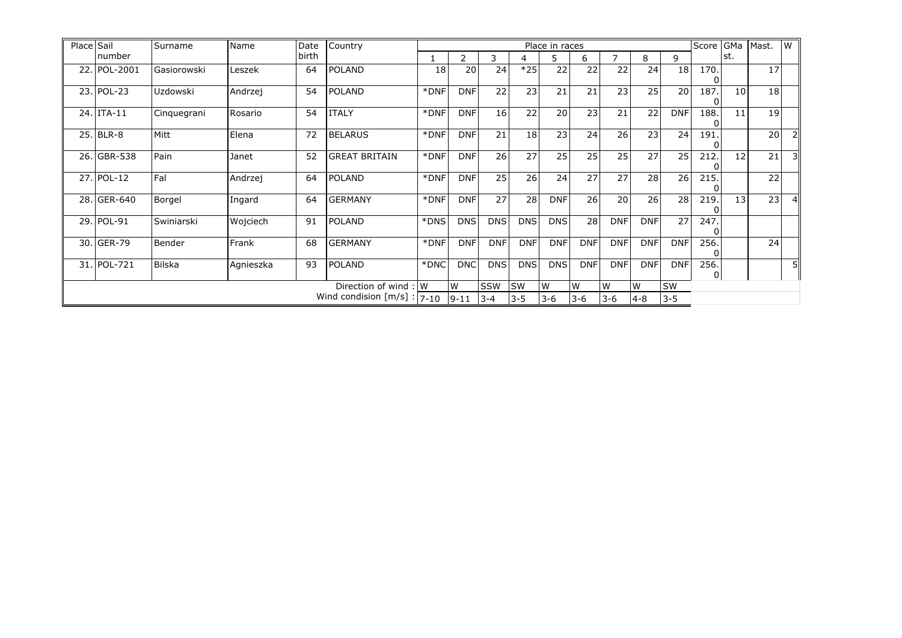| Place | Sail number | Surname | Name | Date birth | Country | Place in races | | | | | | | | | Score | GMast. | Mast. | W |
|---|---|---|---|---|---|---|---|---|---|---|---|---|---|---|---|---|---|---|
| | | | | | | 1 | 2 | 3 | 4 | 5 | 6 | 7 | 8 | 9 | | | | |
| 22. | POL-2001 | Gasiorowski | Leszek | 64 | POLAND | 18 | 20 | 24 | *25 | 22 | 22 | 22 | 24 | 18 | 170.0 | | 17 | |
| 23. | POL-23 | Uzdowski | Andrzej | 54 | POLAND | *DNF | DNF | 22 | 23 | 21 | 21 | 23 | 25 | 20 | 187.0 | 10 | 18 | |
| 24. | ITA-11 | Cinquegrani | Rosario | 54 | ITALY | *DNF | DNF | 16 | 22 | 20 | 23 | 21 | 22 | DNF | 188.0 | 11 | 19 | |
| 25. | BLR-8 | Mitt | Elena | 72 | BELARUS | *DNF | DNF | 21 | 18 | 23 | 24 | 26 | 23 | 24 | 191.0 | | 20 | 2 |
| 26. | GBR-538 | Pain | Janet | 52 | GREAT BRITAIN | *DNF | DNF | 26 | 27 | 25 | 25 | 25 | 27 | 25 | 212.0 | 12 | 21 | 3 |
| 27. | POL-12 | Fal | Andrzej | 64 | POLAND | *DNF | DNF | 25 | 26 | 24 | 27 | 27 | 28 | 26 | 215.0 | | 22 | |
| 28. | GER-640 | Borgel | Ingard | 64 | GERMANY | *DNF | DNF | 27 | 28 | DNF | 26 | 20 | 26 | 28 | 219.0 | 13 | 23 | 4 |
| 29. | POL-91 | Swiniarski | Wojciech | 91 | POLAND | *DNS | DNS | DNS | DNS | DNS | 28 | DNF | DNF | 27 | 247.0 | | | |
| 30. | GER-79 | Bender | Frank | 68 | GERMANY | *DNF | DNF | DNF | DNF | DNF | DNF | DNF | DNF | DNF | 256.0 | | 24 | |
| 31. | POL-721 | Bilska | Agnieszka | 93 | POLAND | *DNC | DNC | DNS | DNS | DNS | DNF | DNF | DNF | DNF | 256.0 | | | 5 |
| | | | | | Direction of wind : | W | W | SSW | SW | W | W | W | W | SW | | | | |
| | | | | | Wind condision [m/s] : | 7-10 | 9-11 | 3-4 | 3-5 | 3-6 | 3-6 | 3-6 | 4-8 | 3-5 | | | | |